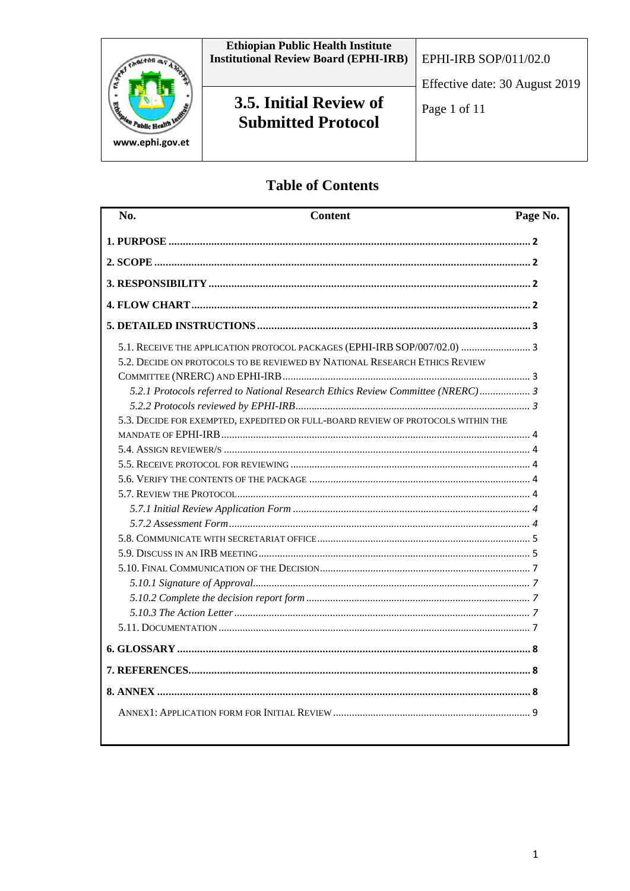| | Ethiopian Public Health Institute Institutional Review Board (EPHI-IRB) | EPHI-IRB SOP/011/02.0 |
|---|---|---|
| www.ephi.gov.et | **3.5. Initial Review of Submitted Protocol** | Effective date: 30 August 2019 |

# Table of Contents

| No. | Content | Page No. |
|---|---|---|
| **1. PURPOSE** | | **2** |
| **2. SCOPE** | | **2** |
| **3. RESPONSIBILITY** | | **2** |
| **4. FLOW CHART** | | **2** |
| **5. DETAILED INSTRUCTIONS** | | **3** |
| 5.1. Receive the application protocol packages (EPHI-IRB SOP/007/02.0) | | 3 |
| 5.2. Decide on protocols to be reviewed by National Research Ethics Review Committee (NRERC) and EPHI-IRB | | 3 |
| *5.2.1 Protocols referred to National Research Ethics Review Committee (NRERC)* | | *3* |
| *5.2.2 Protocols reviewed by EPHI-IRB* | | *3* |
| 5.3. Decide for exempted, expedited or full-board review of protocols within the mandate of EPHI-IRB | | 4 |
| 5.4. Assign reviewer/s | | 4 |
| 5.5. Receive protocol for reviewing | | 4 |
| 5.6. Verify the contents of the package | | 4 |
| 5.7. Review the Protocol | | 4 |
| *5.7.1 Initial Review Application Form* | | *4* |
| *5.7.2 Assessment Form* | | *4* |
| 5.8. Communicate with secretariat office | | 5 |
| 5.9. Discuss in an IRB meeting | | 5 |
| 5.10. Final Communication of the Decision | | 7 |
| *5.10.1 Signature of Approval* | | *7* |
| *5.10.2 Complete the decision report form* | | *7* |
| *5.10.3 The Action Letter* | | *7* |
| 5.11. Documentation | | 7 |
| **6. GLOSSARY** | | **8** |
| **7. REFERENCES** | | **8** |
| **8. ANNEX** | | **8** |
| Annex1: Application form for Initial Review | | 9 |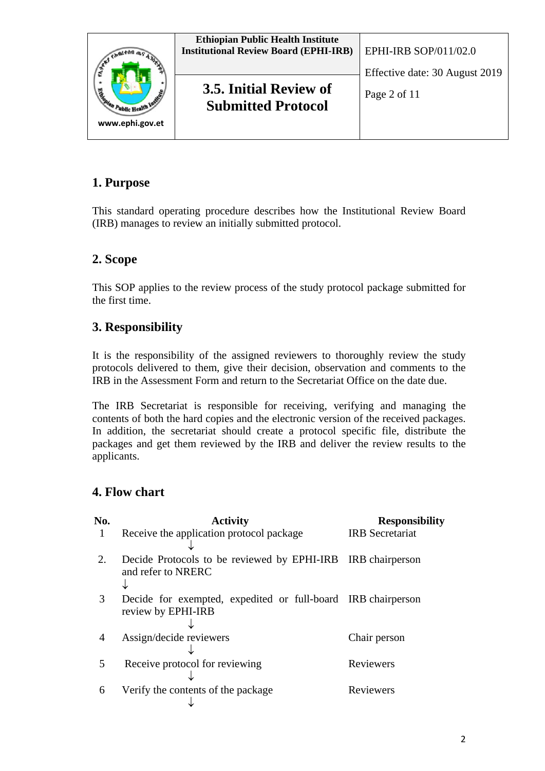## 1. Purpose

This standard operating procedure describes how the Institutional Review Board (IRB) manages to review an initially submitted protocol.

## 2. Scope

This SOP applies to the review process of the study protocol package submitted for the first time.

## 3. Responsibility

It is the responsibility of the assigned reviewers to thoroughly review the study protocols delivered to them, give their decision, observation and comments to the IRB in the Assessment Form and return to the Secretariat Office on the date due.

The IRB Secretariat is responsible for receiving, verifying and managing the contents of both the hard copies and the electronic version of the received packages. In addition, the secretariat should create a protocol specific file, distribute the packages and get them reviewed by the IRB and deliver the review results to the applicants.

## 4. Flow chart

| No. | Activity | Responsibility |
|---|---|---|
| 1 | Receive the application protocol package ↓ | IRB Secretariat |
| 2. | Decide Protocols to be reviewed by EPHI-IRB and refer to NRERC ↓ | IRB chairperson |
| 3 | Decide for exempted, expedited or full-board review by EPHI-IRB ↓ | IRB chairperson |
| 4 | Assign/decide reviewers ↓ | Chair person |
| 5 | Receive protocol for reviewing ↓ | Reviewers |
| 6 | Verify the contents of the package ↓ | Reviewers |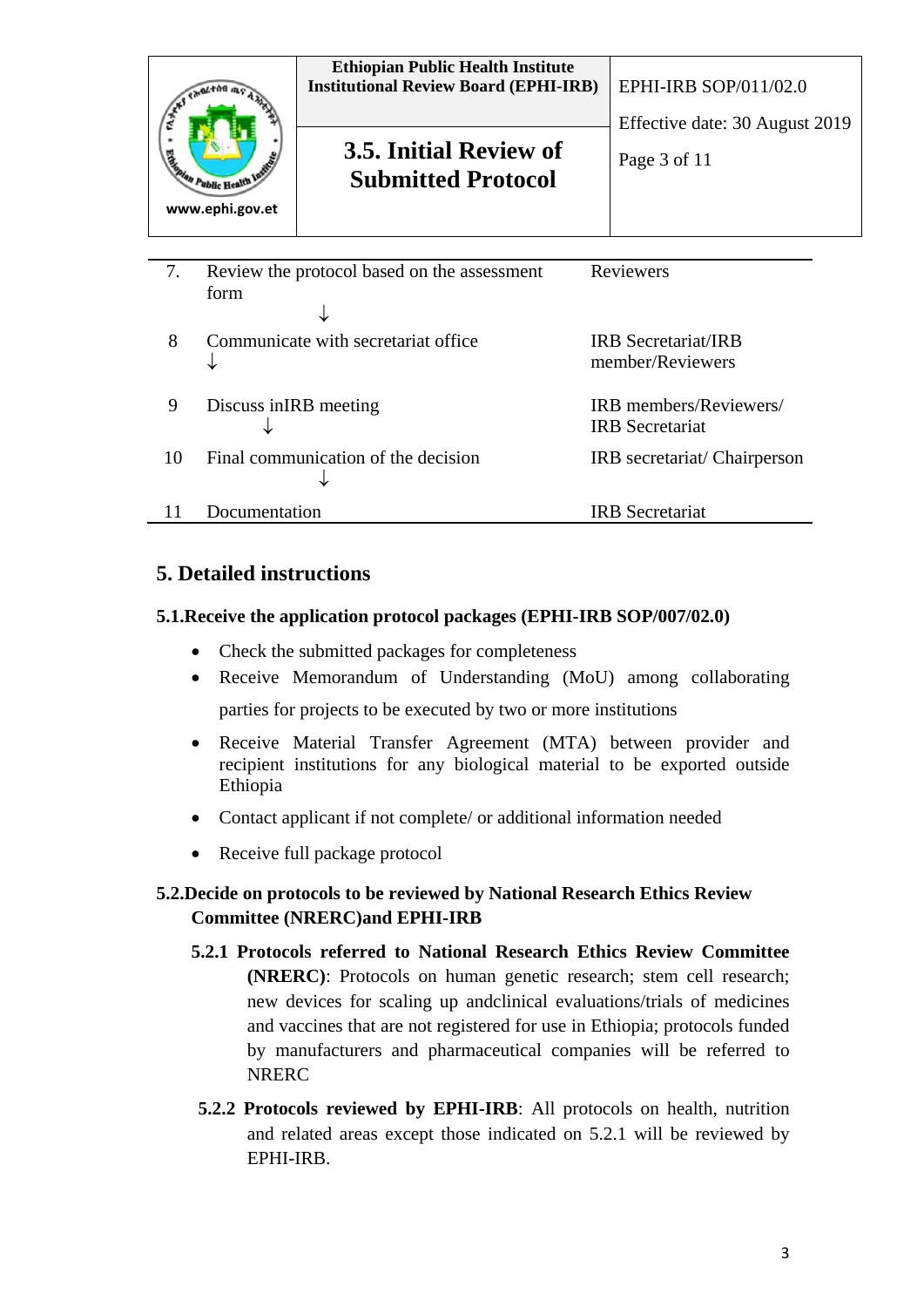| | | |
|---|---|---|
| 7. | Review the protocol based on the assessment form<br>↓ | Reviewers |
| 8 | Communicate with secretariat office<br>↓ | IRB Secretariat/IRB member/Reviewers |
| 9 | Discuss inIRB meeting<br>↓ | IRB members/Reviewers/ IRB Secretariat |
| 10 | Final communication of the decision<br>↓ | IRB secretariat/ Chairperson |
| 11 | Documentation | IRB Secretariat |

## 5. Detailed instructions

### 5.1.Receive the application protocol packages (EPHI-IRB SOP/007/02.0)

- Check the submitted packages for completeness
- Receive Memorandum of Understanding (MoU) among collaborating parties for projects to be executed by two or more institutions
- Receive Material Transfer Agreement (MTA) between provider and recipient institutions for any biological material to be exported outside Ethiopia
- Contact applicant if not complete/ or additional information needed
- Receive full package protocol

### 5.2.Decide on protocols to be reviewed by National Research Ethics Review Committee (NRERC)and EPHI-IRB

**5.2.1 Protocols referred to National Research Ethics Review Committee (NRERC)**: Protocols on human genetic research; stem cell research; new devices for scaling up andclinical evaluations/trials of medicines and vaccines that are not registered for use in Ethiopia; protocols funded by manufacturers and pharmaceutical companies will be referred to NRERC

**5.2.2 Protocols reviewed by EPHI-IRB**: All protocols on health, nutrition and related areas except those indicated on 5.2.1 will be reviewed by EPHI-IRB.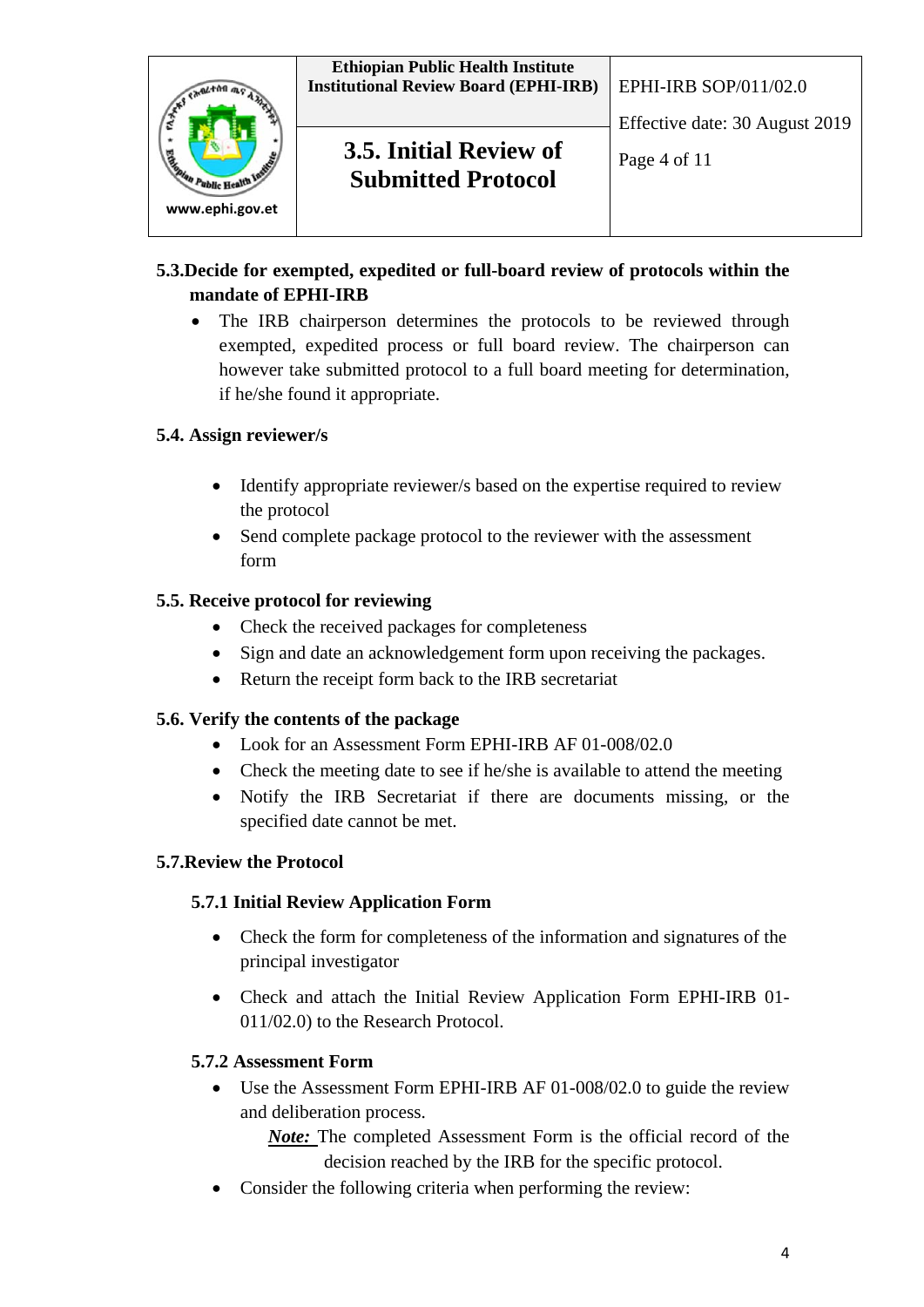### 5.3. Decide for exempted, expedited or full-board review of protocols within the mandate of EPHI-IRB

- The IRB chairperson determines the protocols to be reviewed through exempted, expedited process or full board review. The chairperson can however take submitted protocol to a full board meeting for determination, if he/she found it appropriate.

### 5.4. Assign reviewer/s

- Identify appropriate reviewer/s based on the expertise required to review the protocol
- Send complete package protocol to the reviewer with the assessment form

### 5.5. Receive protocol for reviewing

- Check the received packages for completeness
- Sign and date an acknowledgement form upon receiving the packages.
- Return the receipt form back to the IRB secretariat

### 5.6. Verify the contents of the package

- Look for an Assessment Form EPHI-IRB AF 01-008/02.0
- Check the meeting date to see if he/she is available to attend the meeting
- Notify the IRB Secretariat if there are documents missing, or the specified date cannot be met.

### 5.7. Review the Protocol

#### 5.7.1 Initial Review Application Form

- Check the form for completeness of the information and signatures of the principal investigator
- Check and attach the Initial Review Application Form EPHI-IRB 01-011/02.0) to the Research Protocol.

#### 5.7.2 Assessment Form

- Use the Assessment Form EPHI-IRB AF 01-008/02.0 to guide the review and deliberation process.

  ***Note:*** The completed Assessment Form is the official record of the decision reached by the IRB for the specific protocol.
- Consider the following criteria when performing the review: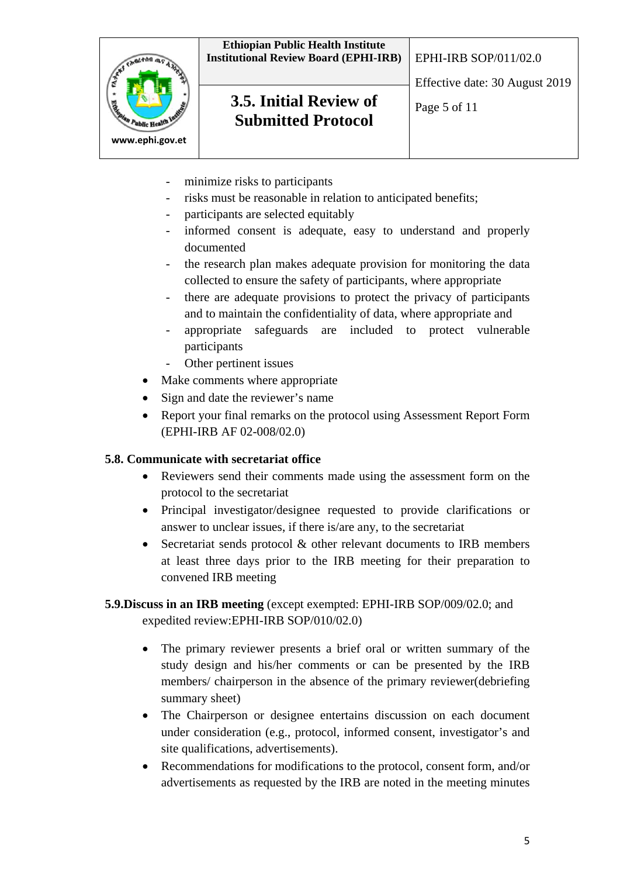- minimize risks to participants
- risks must be reasonable in relation to anticipated benefits;
- participants are selected equitably
- informed consent is adequate, easy to understand and properly documented
- the research plan makes adequate provision for monitoring the data collected to ensure the safety of participants, where appropriate
- there are adequate provisions to protect the privacy of participants and to maintain the confidentiality of data, where appropriate and
- appropriate safeguards are included to protect vulnerable participants
- Other pertinent issues

- Make comments where appropriate
- Sign and date the reviewer's name
- Report your final remarks on the protocol using Assessment Report Form (EPHI-IRB AF 02-008/02.0)

**5.8. Communicate with secretariat office**

- Reviewers send their comments made using the assessment form on the protocol to the secretariat
- Principal investigator/designee requested to provide clarifications or answer to unclear issues, if there is/are any, to the secretariat
- Secretariat sends protocol & other relevant documents to IRB members at least three days prior to the IRB meeting for their preparation to convened IRB meeting

**5.9.Discuss in an IRB meeting** (except exempted: EPHI-IRB SOP/009/02.0; and expedited review:EPHI-IRB SOP/010/02.0)

- The primary reviewer presents a brief oral or written summary of the study design and his/her comments or can be presented by the IRB members/ chairperson in the absence of the primary reviewer(debriefing summary sheet)
- The Chairperson or designee entertains discussion on each document under consideration (e.g., protocol, informed consent, investigator's and site qualifications, advertisements).
- Recommendations for modifications to the protocol, consent form, and/or advertisements as requested by the IRB are noted in the meeting minutes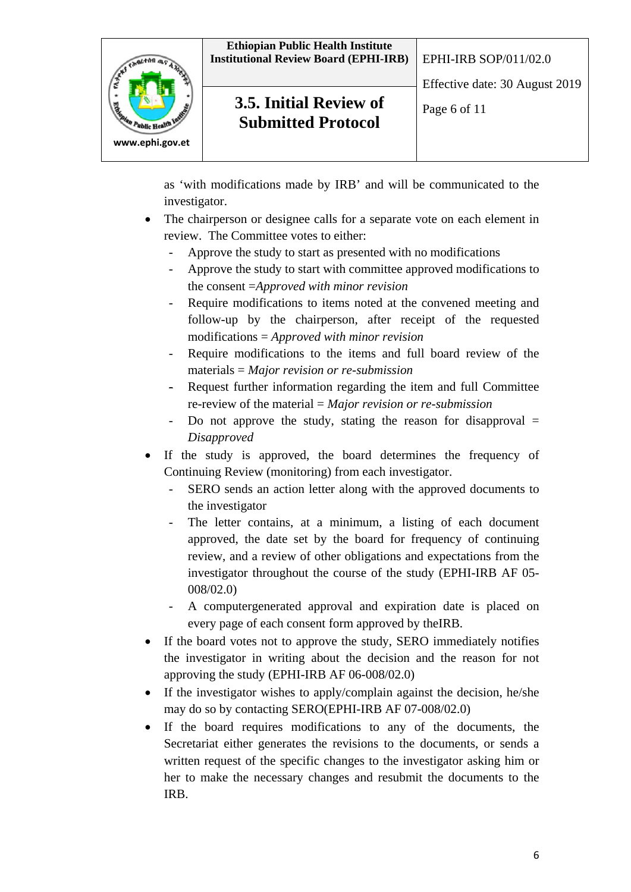as 'with modifications made by IRB' and will be communicated to the investigator.

- The chairperson or designee calls for a separate vote on each element in review. The Committee votes to either:
  - Approve the study to start as presented with no modifications
  - Approve the study to start with committee approved modifications to the consent =*Approved with minor revision*
  - Require modifications to items noted at the convened meeting and follow-up by the chairperson, after receipt of the requested modifications = *Approved with minor revision*
  - Require modifications to the items and full board review of the materials = *Major revision or re-submission*
  - Request further information regarding the item and full Committee re-review of the material = *Major revision or re-submission*
  - Do not approve the study, stating the reason for disapproval = *Disapproved*
- If the study is approved, the board determines the frequency of Continuing Review (monitoring) from each investigator.
  - SERO sends an action letter along with the approved documents to the investigator
  - The letter contains, at a minimum, a listing of each document approved, the date set by the board for frequency of continuing review, and a review of other obligations and expectations from the investigator throughout the course of the study (EPHI-IRB AF 05-008/02.0)
  - A computergenerated approval and expiration date is placed on every page of each consent form approved by theIRB.
- If the board votes not to approve the study, SERO immediately notifies the investigator in writing about the decision and the reason for not approving the study (EPHI-IRB AF 06-008/02.0)
- If the investigator wishes to apply/complain against the decision, he/she may do so by contacting SERO(EPHI-IRB AF 07-008/02.0)
- If the board requires modifications to any of the documents, the Secretariat either generates the revisions to the documents, or sends a written request of the specific changes to the investigator asking him or her to make the necessary changes and resubmit the documents to the IRB.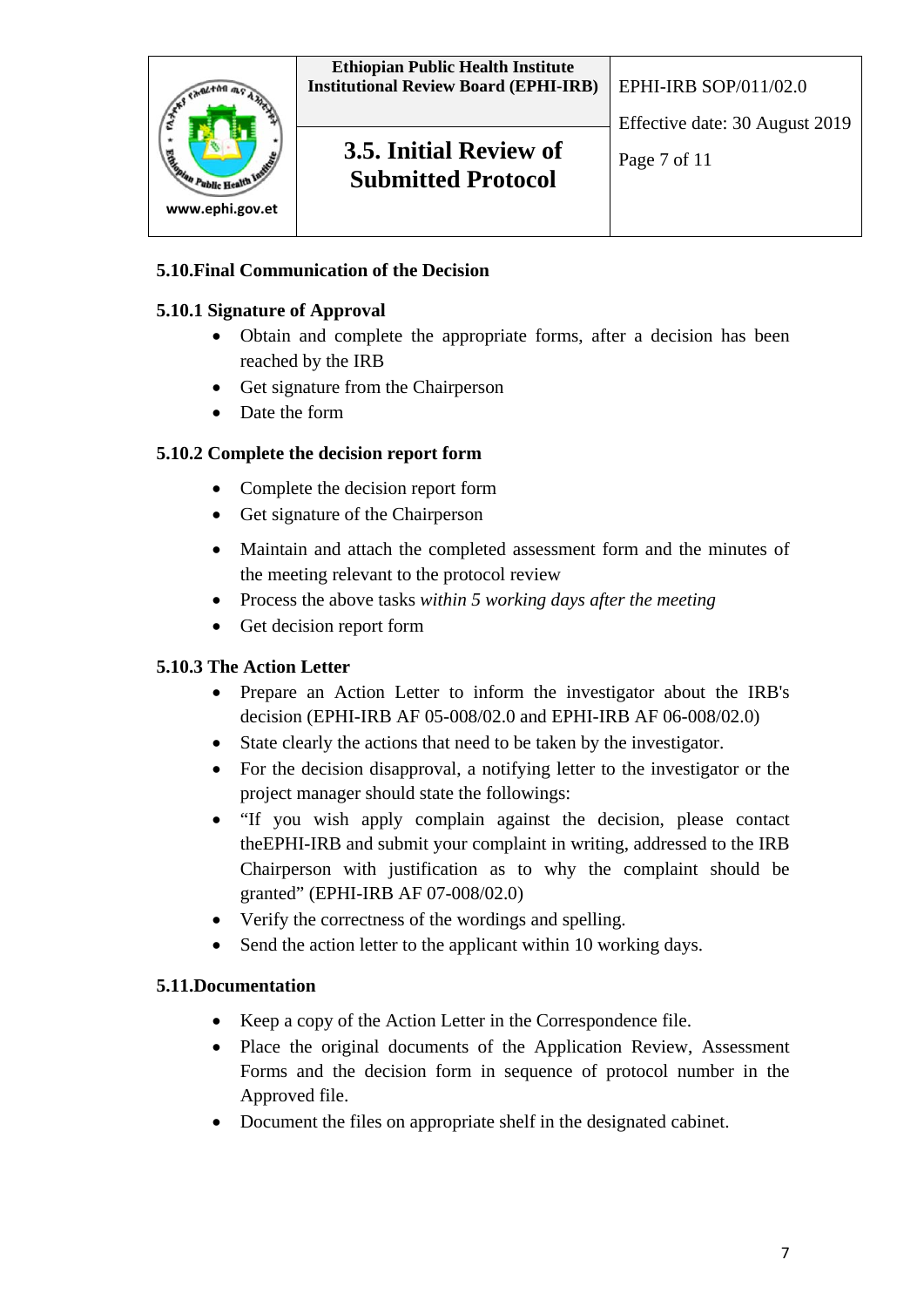### 5.10.Final Communication of the Decision

#### 5.10.1 Signature of Approval

- Obtain and complete the appropriate forms, after a decision has been reached by the IRB
- Get signature from the Chairperson
- Date the form

#### 5.10.2 Complete the decision report form

- Complete the decision report form
- Get signature of the Chairperson
- Maintain and attach the completed assessment form and the minutes of the meeting relevant to the protocol review
- Process the above tasks *within 5 working days after the meeting*
- Get decision report form

#### 5.10.3 The Action Letter

- Prepare an Action Letter to inform the investigator about the IRB's decision (EPHI-IRB AF 05-008/02.0 and EPHI-IRB AF 06-008/02.0)
- State clearly the actions that need to be taken by the investigator.
- For the decision disapproval, a notifying letter to the investigator or the project manager should state the followings:
- "If you wish apply complain against the decision, please contact theEPHI-IRB and submit your complaint in writing, addressed to the IRB Chairperson with justification as to why the complaint should be granted" (EPHI-IRB AF 07-008/02.0)
- Verify the correctness of the wordings and spelling.
- Send the action letter to the applicant within 10 working days.

### 5.11.Documentation

- Keep a copy of the Action Letter in the Correspondence file.
- Place the original documents of the Application Review, Assessment Forms and the decision form in sequence of protocol number in the Approved file.
- Document the files on appropriate shelf in the designated cabinet.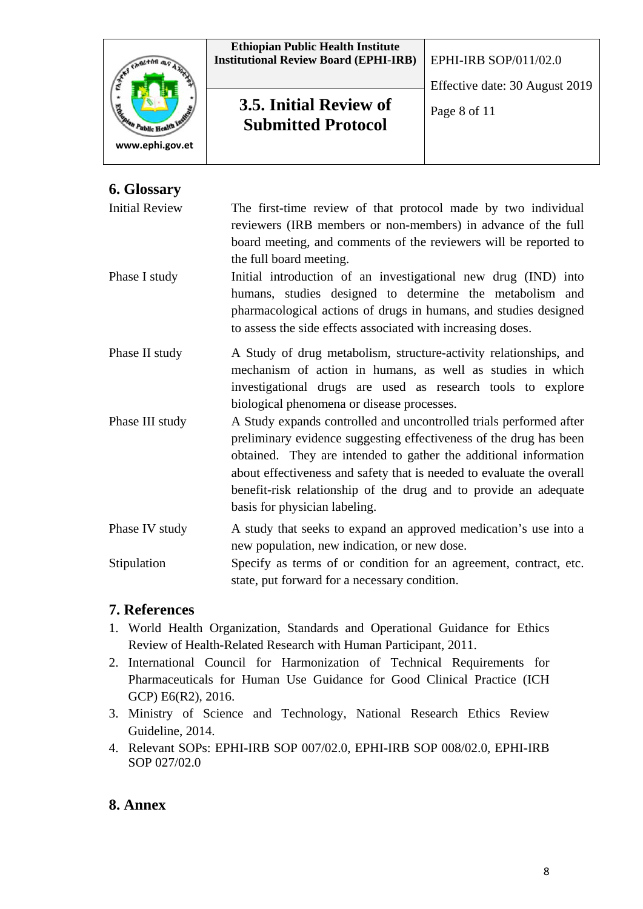## 6. Glossary

| | |
|---|---|
| Initial Review | The first-time review of that protocol made by two individual reviewers (IRB members or non-members) in advance of the full board meeting, and comments of the reviewers will be reported to the full board meeting. |
| Phase I study | Initial introduction of an investigational new drug (IND) into humans, studies designed to determine the metabolism and pharmacological actions of drugs in humans, and studies designed to assess the side effects associated with increasing doses. |
| Phase II study | A Study of drug metabolism, structure-activity relationships, and mechanism of action in humans, as well as studies in which investigational drugs are used as research tools to explore biological phenomena or disease processes. |
| Phase III study | A Study expands controlled and uncontrolled trials performed after preliminary evidence suggesting effectiveness of the drug has been obtained. They are intended to gather the additional information about effectiveness and safety that is needed to evaluate the overall benefit-risk relationship of the drug and to provide an adequate basis for physician labeling. |
| Phase IV study | A study that seeks to expand an approved medication's use into a new population, new indication, or new dose. |
| Stipulation | Specify as terms of or condition for an agreement, contract, etc. state, put forward for a necessary condition. |

## 7. References

1. World Health Organization, Standards and Operational Guidance for Ethics Review of Health-Related Research with Human Participant, 2011.
2. International Council for Harmonization of Technical Requirements for Pharmaceuticals for Human Use Guidance for Good Clinical Practice (ICH GCP) E6(R2), 2016.
3. Ministry of Science and Technology, National Research Ethics Review Guideline, 2014.
4. Relevant SOPs: EPHI-IRB SOP 007/02.0, EPHI-IRB SOP 008/02.0, EPHI-IRB SOP 027/02.0

## 8. Annex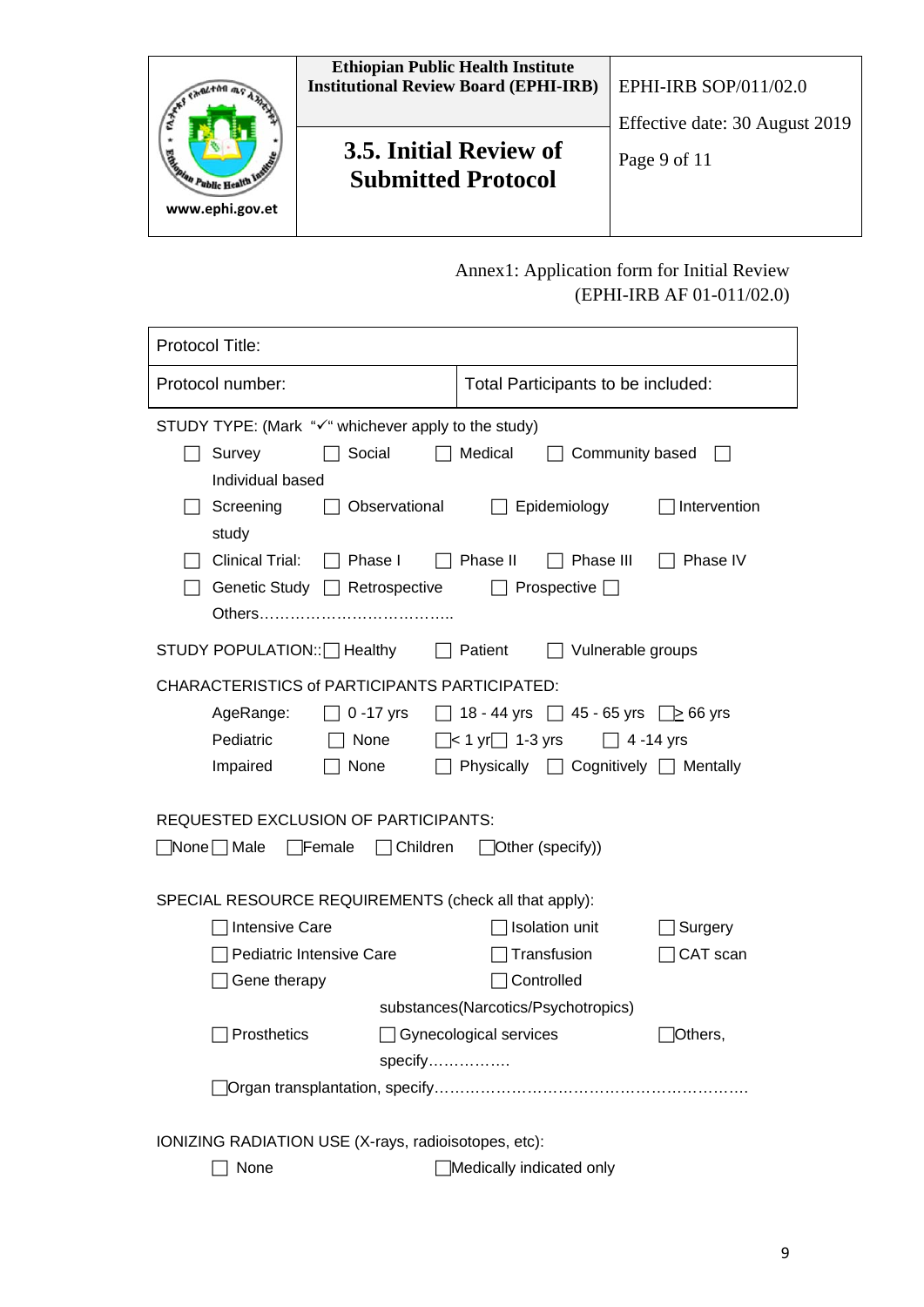Annex1: Application form for Initial Review (EPHI-IRB AF 01-011/02.0)

| Protocol Title: | |
|---|---|
| Protocol number: | Total Participants to be included: |

STUDY TYPE: (Mark "✓" whichever apply to the study)

☐ Survey ☐ Social ☐ Medical ☐ Community based ☐ Individual based

☐ Screening study ☐ Observational ☐ Epidemiology ☐ Intervention

☐ Clinical Trial: ☐ Phase I ☐ Phase II ☐ Phase III ☐ Phase IV

☐ Genetic Study ☐ Retrospective ☐ Prospective ☐ Others………………………………..

STUDY POPULATION:: ☐ Healthy ☐ Patient ☐ Vulnerable groups

CHARACTERISTICS of PARTICIPANTS PARTICIPATED:

AgeRange: ☐ 0 -17 yrs ☐ 18 - 44 yrs ☐ 45 - 65 yrs ☐ ≥ 66 yrs

Pediatric ☐ None ☐ < 1 yr ☐ 1-3 yrs ☐ 4 -14 yrs

Impaired ☐ None ☐ Physically ☐ Cognitively ☐ Mentally

REQUESTED EXCLUSION OF PARTICIPANTS:

☐ None ☐ Male ☐ Female ☐ Children ☐ Other (specify))

SPECIAL RESOURCE REQUIREMENTS (check all that apply):

☐ Intensive Care ☐ Isolation unit ☐ Surgery

☐ Pediatric Intensive Care ☐ Transfusion ☐ CAT scan

☐ Gene therapy ☐ Controlled substances(Narcotics/Psychotropics)

☐ Prosthetics ☐ Gynecological services ☐ Others, specify…………….

☐ Organ transplantation, specify……………………………………………………

IONIZING RADIATION USE (X-rays, radioisotopes, etc):

☐ None ☐ Medically indicated only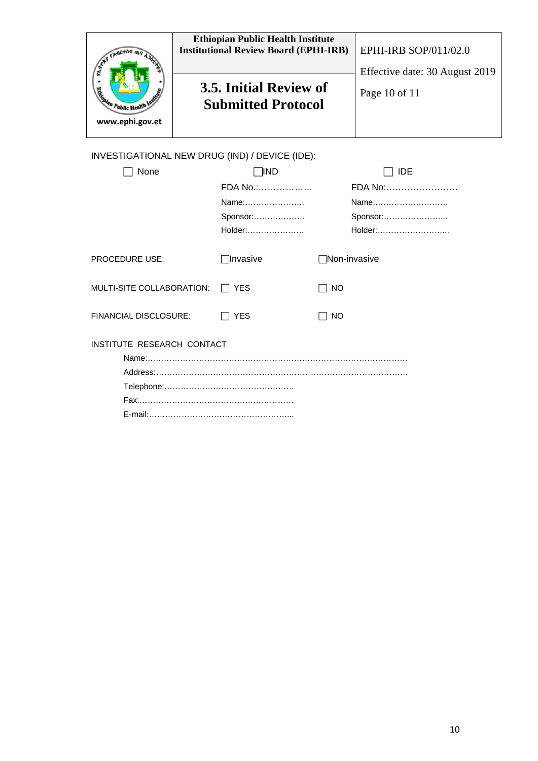INVESTIGATIONAL NEW DRUG (IND) / DEVICE (IDE):

| ☐ None | ☐IND | ☐ IDE |
|---|---|---|
| | FDA No.:……………… | FDA No:…………………… |
| | Name:…………………. | Name:………………………. |
| | Sponsor:………………. | Sponsor:…………………... |
| | Holder:…………………. | Holder:……………………... |

PROCEDURE USE: ☐Invasive ☐Non-invasive

MULTI-SITE COLLABORATION: ☐ YES ☐ NO

FINANCIAL DISCLOSURE: ☐ YES ☐ NO

INSTITUTE RESEARCH CONTACT

Name:……………………………………………………………………………………

Address:…………………………………………………………………………………

Telephone:…………………………………………..

Fax:…………………………………………………..

E-mail:………………………………………………...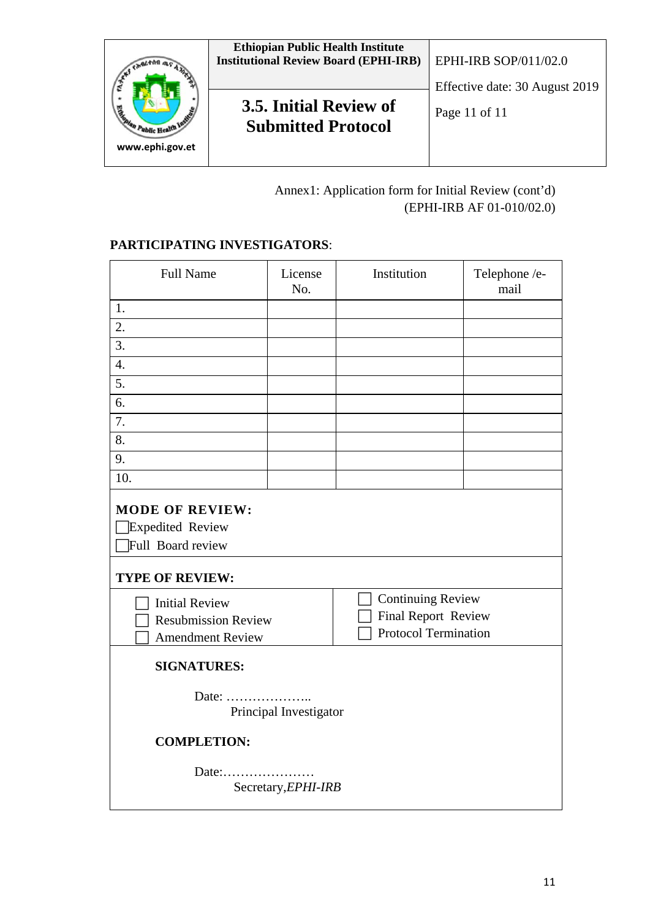Annex1: Application form for Initial Review (cont'd)
(EPHI-IRB AF 01-010/02.0)

**PARTICIPATING INVESTIGATORS**:

| Full Name | License No. | Institution | Telephone /e-mail |
|---|---|---|---|
| 1. | | | |
| 2. | | | |
| 3. | | | |
| 4. | | | |
| 5. | | | |
| 6. | | | |
| 7. | | | |
| 8. | | | |
| 9. | | | |
| 10. | | | |

**MODE OF REVIEW:**

☐ Expedited Review
☐ Full Board review

**TYPE OF REVIEW:**

☐ Initial Review
☐ Resubmission Review
☐ Amendment Review
☐ Continuing Review
☐ Final Report Review
☐ Protocol Termination

**SIGNATURES:**

Date: ………………..
Principal Investigator

**COMPLETION:**

Date:…………………
Secretary,*EPHI-IRB*